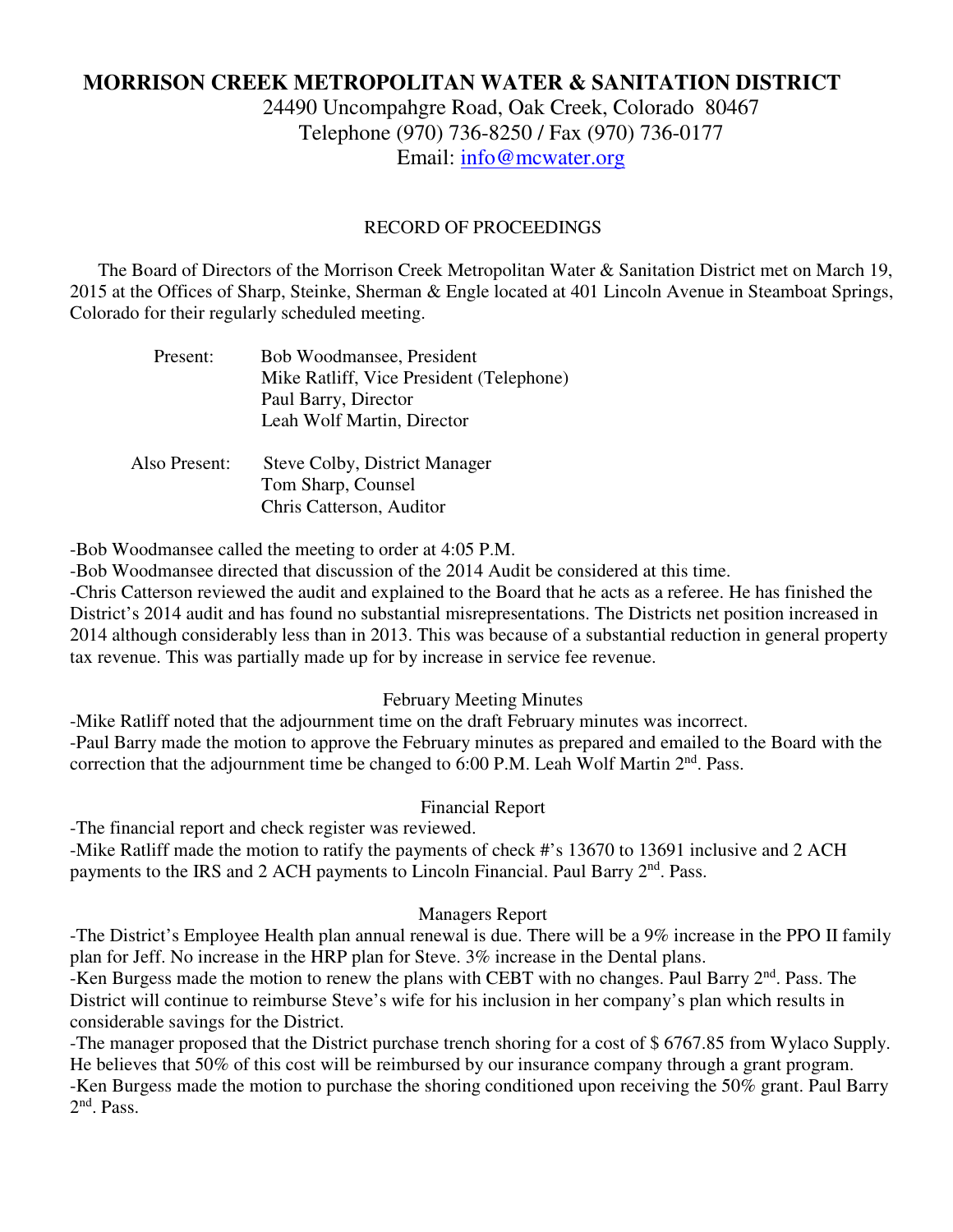# MORRISON CREEK METROPOLITAN WATER & SANITATION DISTRICT

24490 Uncompahgre Road, Oak Creek, Colorado 80467
Telephone (970) 736-8250 / Fax (970) 736-0177
Email: info@mcwater.org

RECORD OF PROCEEDINGS

The Board of Directors of the Morrison Creek Metropolitan Water & Sanitation District met on March 19, 2015 at the Offices of Sharp, Steinke, Sherman & Engle located at 401 Lincoln Avenue in Steamboat Springs, Colorado for their regularly scheduled meeting.

Present: Bob Woodmansee, President
Mike Ratliff, Vice President (Telephone)
Paul Barry, Director
Leah Wolf Martin, Director

Also Present: Steve Colby, District Manager
Tom Sharp, Counsel
Chris Catterson, Auditor

-Bob Woodmansee called the meeting to order at 4:05 P.M.
-Bob Woodmansee directed that discussion of the 2014 Audit be considered at this time.
-Chris Catterson reviewed the audit and explained to the Board that he acts as a referee. He has finished the District's 2014 audit and has found no substantial misrepresentations. The Districts net position increased in 2014 although considerably less than in 2013. This was because of a substantial reduction in general property tax revenue. This was partially made up for by increase in service fee revenue.

February Meeting Minutes

-Mike Ratliff noted that the adjournment time on the draft February minutes was incorrect.
-Paul Barry made the motion to approve the February minutes as prepared and emailed to the Board with the correction that the adjournment time be changed to 6:00 P.M. Leah Wolf Martin 2nd. Pass.

Financial Report

-The financial report and check register was reviewed.
-Mike Ratliff made the motion to ratify the payments of check #'s 13670 to 13691 inclusive and 2 ACH payments to the IRS and 2 ACH payments to Lincoln Financial. Paul Barry 2nd. Pass.

Managers Report

-The District's Employee Health plan annual renewal is due. There will be a 9% increase in the PPO II family plan for Jeff. No increase in the HRP plan for Steve. 3% increase in the Dental plans.
-Ken Burgess made the motion to renew the plans with CEBT with no changes. Paul Barry 2nd. Pass. The District will continue to reimburse Steve's wife for his inclusion in her company's plan which results in considerable savings for the District.
-The manager proposed that the District purchase trench shoring for a cost of $ 6767.85 from Wylaco Supply. He believes that 50% of this cost will be reimbursed by our insurance company through a grant program.
-Ken Burgess made the motion to purchase the shoring conditioned upon receiving the 50% grant. Paul Barry 2nd. Pass.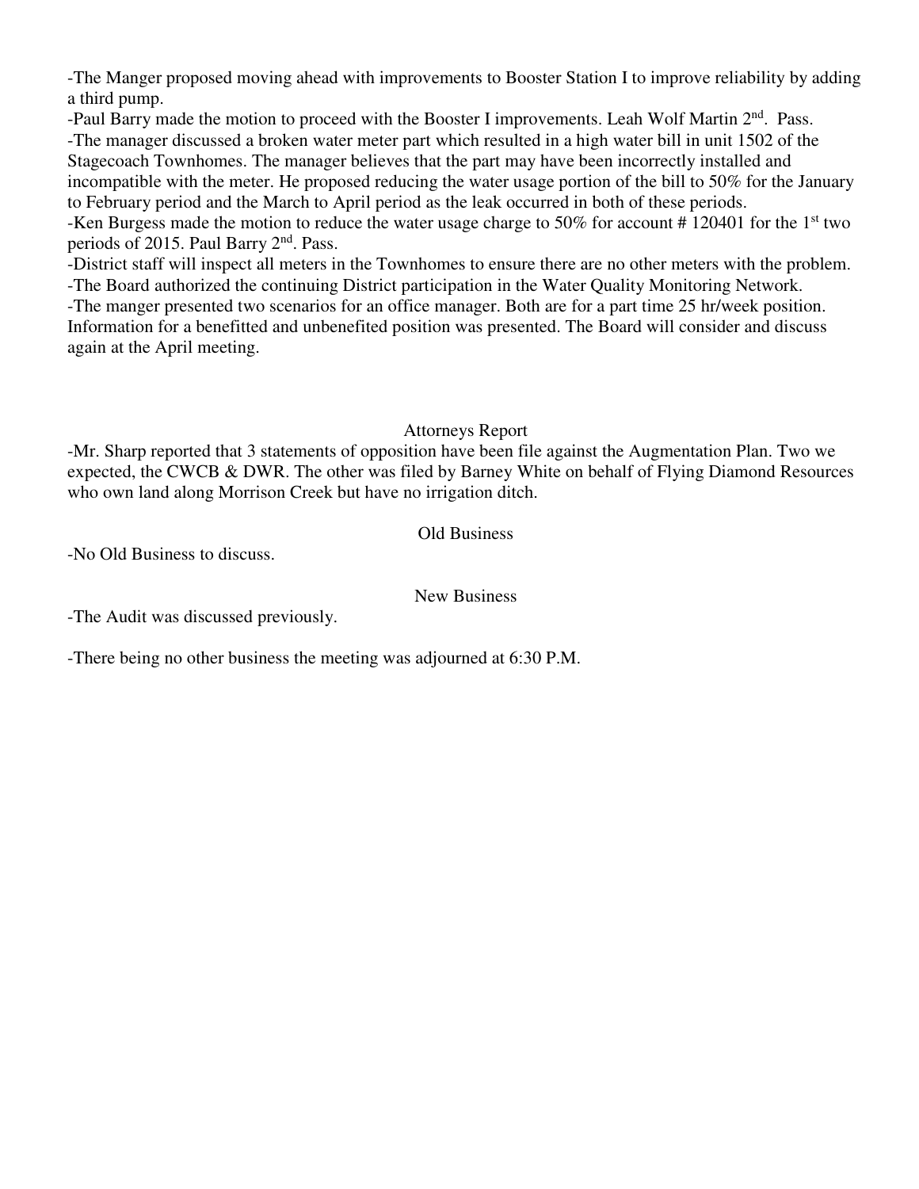-The Manger proposed moving ahead with improvements to Booster Station I to improve reliability by adding a third pump.
-Paul Barry made the motion to proceed with the Booster I improvements. Leah Wolf Martin 2nd. Pass.
-The manager discussed a broken water meter part which resulted in a high water bill in unit 1502 of the Stagecoach Townhomes. The manager believes that the part may have been incorrectly installed and incompatible with the meter. He proposed reducing the water usage portion of the bill to 50% for the January to February period and the March to April period as the leak occurred in both of these periods.
-Ken Burgess made the motion to reduce the water usage charge to 50% for account # 120401 for the 1st two periods of 2015. Paul Barry 2nd. Pass.
-District staff will inspect all meters in the Townhomes to ensure there are no other meters with the problem.
-The Board authorized the continuing District participation in the Water Quality Monitoring Network.
-The manger presented two scenarios for an office manager. Both are for a part time 25 hr/week position. Information for a benefitted and unbenefited position was presented. The Board will consider and discuss again at the April meeting.

## Attorneys Report

-Mr. Sharp reported that 3 statements of opposition have been file against the Augmentation Plan. Two we expected, the CWCB & DWR. The other was filed by Barney White on behalf of Flying Diamond Resources who own land along Morrison Creek but have no irrigation ditch.

## Old Business

-No Old Business to discuss.

## New Business

-The Audit was discussed previously.

-There being no other business the meeting was adjourned at 6:30 P.M.